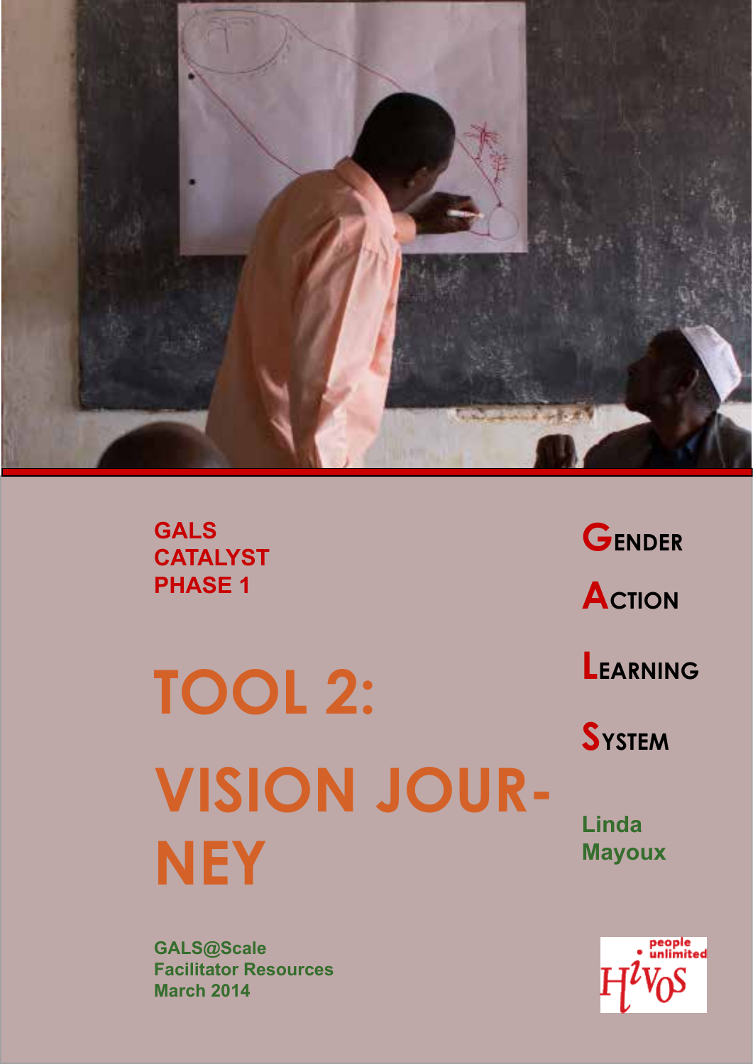**GALS CATALYST PHASE 1**

# TOOL 2: VISION JOURNEY

**GENDER ACTION LEARNING SYSTEM**

**Linda Mayoux**

**GALS@Scale**
**Facilitator Resources**
**March 2014**

people unlimited Hivos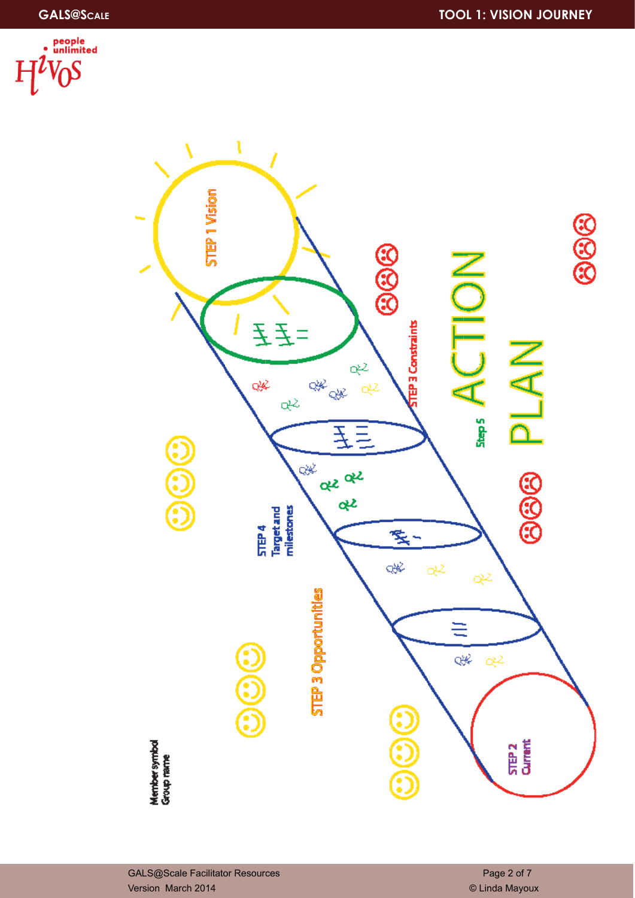STEP 1 Vision

STEP 3 Constraints

Step 5 ACTION PLAN

STEP 4 Target and milestones

STEP 3 Opportunities

STEP 2 Current

Member symbol
Group name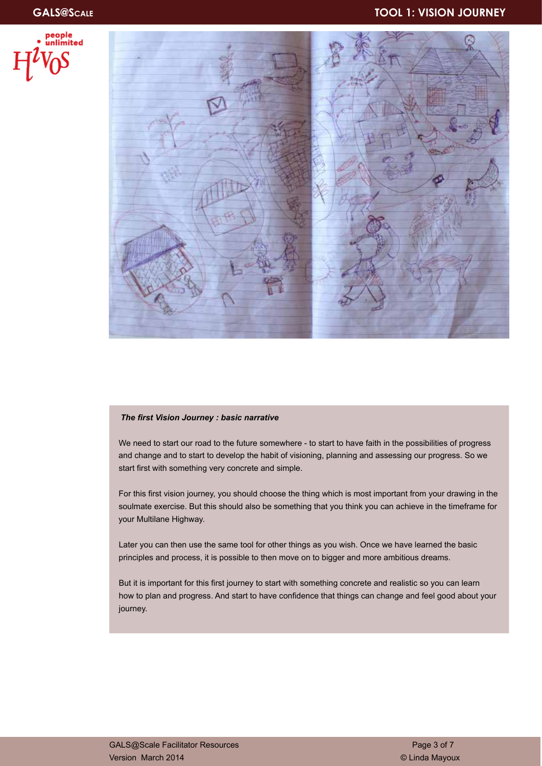***The first Vision Journey : basic narrative***

We need to start our road to the future somewhere - to start to have faith in the possibilities of progress and change and to start to develop the habit of visioning, planning and assessing our progress. So we start first with something very concrete and simple.

For this first vision journey, you should choose the thing which is most important from your drawing in the soulmate exercise. But this should also be something that you think you can achieve in the timeframe for your Multilane Highway.

Later you can then use the same tool for other things as you wish. Once we have learned the basic principles and process, it is possible to then move on to bigger and more ambitious dreams.

But it is important for this first journey to start with something concrete and realistic so you can learn how to plan and progress. And start to have confidence that things can change and feel good about your journey.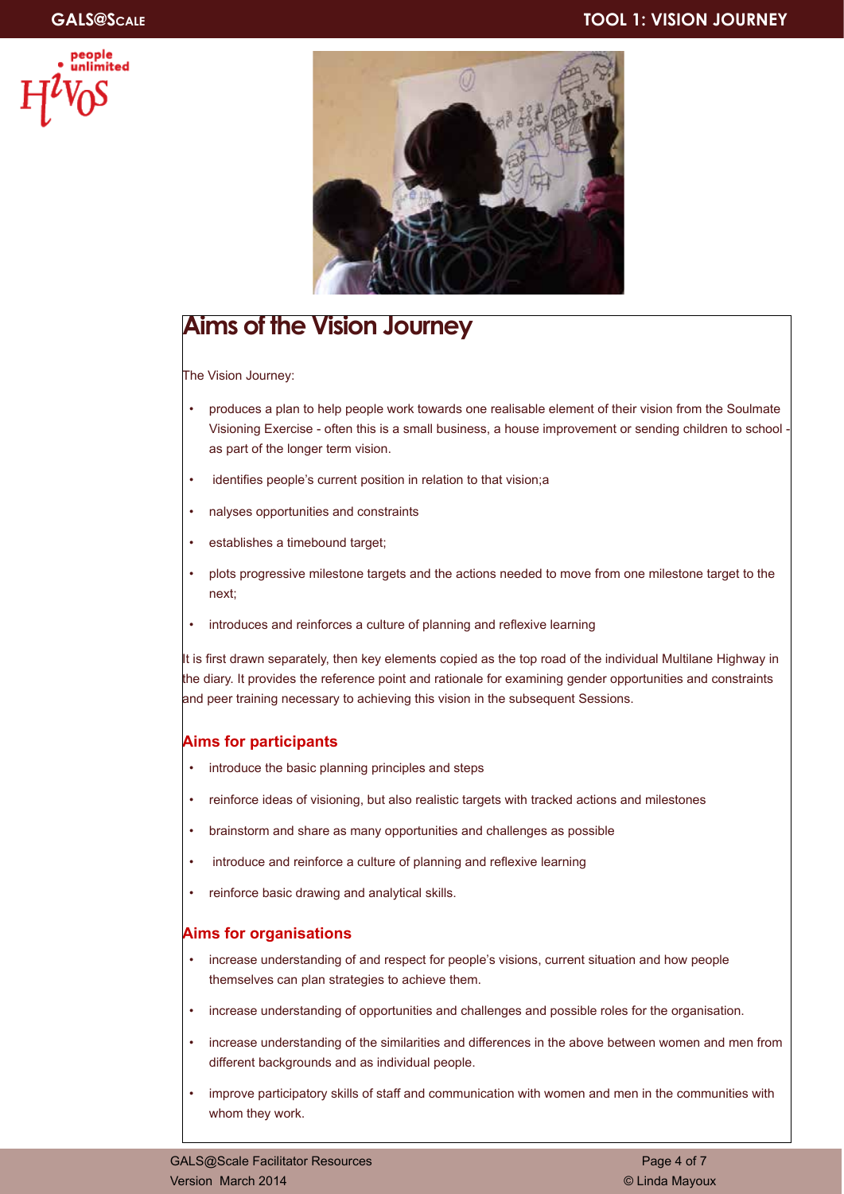# Aims of the Vision Journey

The Vision Journey:

- produces a plan to help people work towards one realisable element of their vision from the Soulmate Visioning Exercise - often this is a small business, a house improvement or sending children to school - as part of the longer term vision.
- identifies people's current position in relation to that vision;a
- nalyses opportunities and constraints
- establishes a timebound target;
- plots progressive milestone targets and the actions needed to move from one milestone target to the next;
- introduces and reinforces a culture of planning and reflexive learning

It is first drawn separately, then key elements copied as the top road of the individual Multilane Highway in the diary. It provides the reference point and rationale for examining gender opportunities and constraints and peer training necessary to achieving this vision in the subsequent Sessions.

## Aims for participants

- introduce the basic planning principles and steps
- reinforce ideas of visioning, but also realistic targets with tracked actions and milestones
- brainstorm and share as many opportunities and challenges as possible
- introduce and reinforce a culture of planning and reflexive learning
- reinforce basic drawing and analytical skills.

## Aims for organisations

- increase understanding of and respect for people's visions, current situation and how people themselves can plan strategies to achieve them.
- increase understanding of opportunities and challenges and possible roles for the organisation.
- increase understanding of the similarities and differences in the above between women and men from different backgrounds and as individual people.
- improve participatory skills of staff and communication with women and men in the communities with whom they work.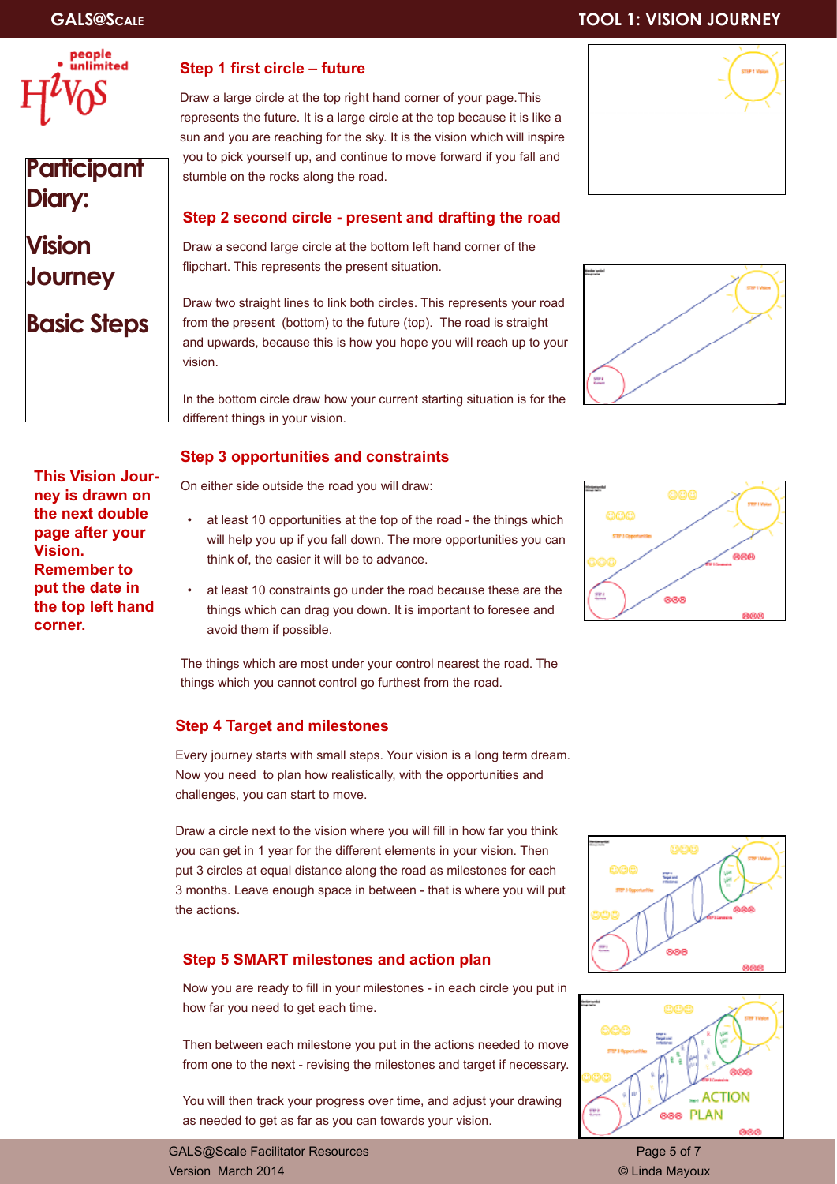# Participant Diary: Vision Journey Basic Steps

**This Vision Journey is drawn on the next double page after your Vision. Remember to put the date in the top left hand corner.**

## Step 1 first circle – future

Draw a large circle at the top right hand corner of your page.This represents the future. It is a large circle at the top because it is like a sun and you are reaching for the sky. It is the vision which will inspire you to pick yourself up, and continue to move forward if you fall and stumble on the rocks along the road.

## Step 2 second circle - present and drafting the road

Draw a second large circle at the bottom left hand corner of the flipchart. This represents the present situation.

Draw two straight lines to link both circles. This represents your road from the present (bottom) to the future (top). The road is straight and upwards, because this is how you hope you will reach up to your vision.

In the bottom circle draw how your current starting situation is for the different things in your vision.

## Step 3 opportunities and constraints

On either side outside the road you will draw:

- at least 10 opportunities at the top of the road - the things which will help you up if you fall down. The more opportunities you can think of, the easier it will be to advance.
- at least 10 constraints go under the road because these are the things which can drag you down. It is important to foresee and avoid them if possible.

The things which are most under your control nearest the road. The things which you cannot control go furthest from the road.

## Step 4 Target and milestones

Every journey starts with small steps. Your vision is a long term dream. Now you need to plan how realistically, with the opportunities and challenges, you can start to move.

Draw a circle next to the vision where you will fill in how far you think you can get in 1 year for the different elements in your vision. Then put 3 circles at equal distance along the road as milestones for each 3 months. Leave enough space in between - that is where you will put the actions.

## Step 5 SMART milestones and action plan

Now you are ready to fill in your milestones - in each circle you put in how far you need to get each time.

Then between each milestone you put in the actions needed to move from one to the next - revising the milestones and target if necessary.

You will then track your progress over time, and adjust your drawing as needed to get as far as you can towards your vision.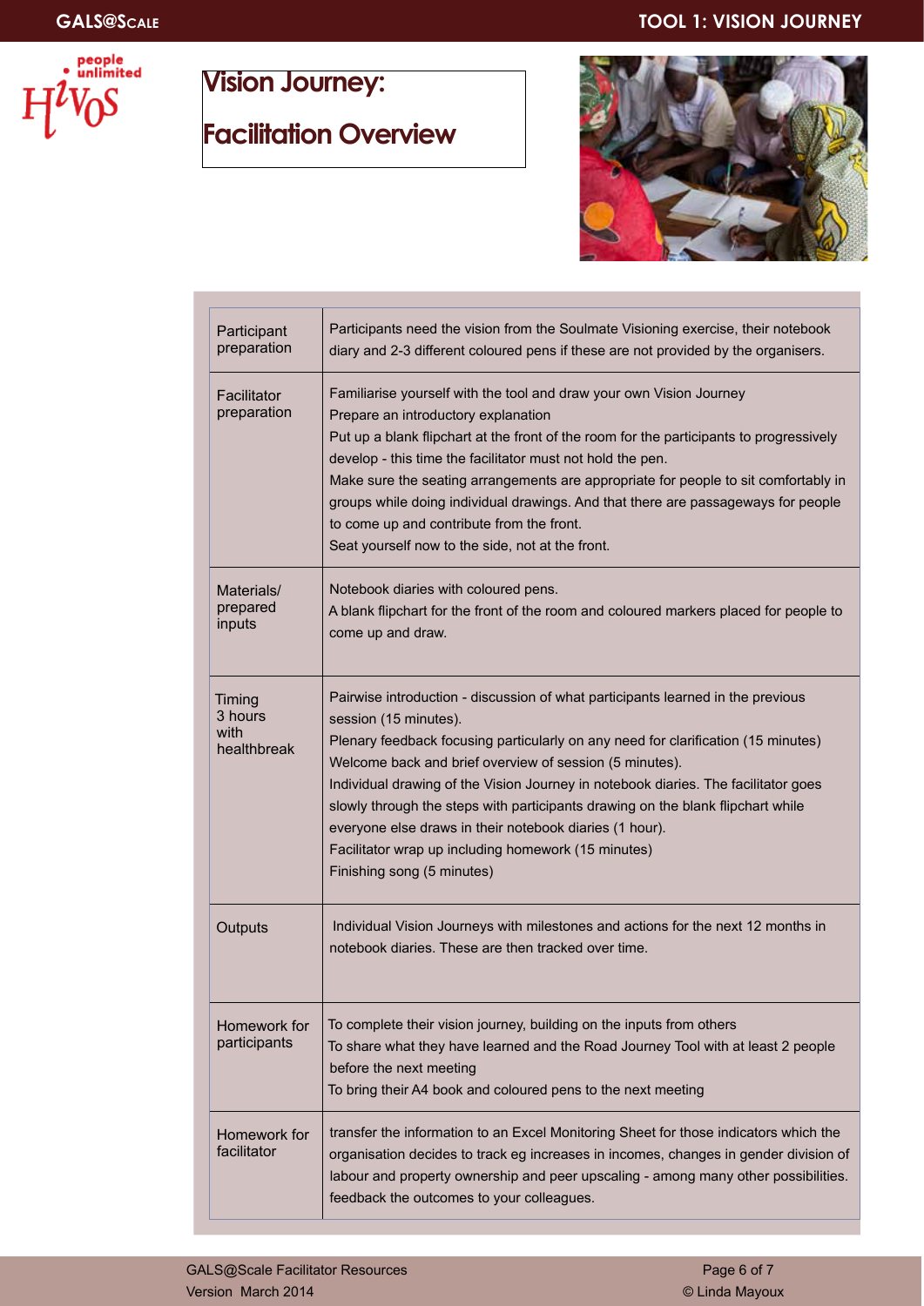# Vision Journey:

# Facilitation Overview

| | |
|---|---|
| Participant preparation | Participants need the vision from the Soulmate Visioning exercise, their notebook diary and 2-3 different coloured pens if these are not provided by the organisers. |
| Facilitator preparation | Familiarise yourself with the tool and draw your own Vision Journey<br>Prepare an introductory explanation<br>Put up a blank flipchart at the front of the room for the participants to progressively develop - this time the facilitator must not hold the pen.<br>Make sure the seating arrangements are appropriate for people to sit comfortably in groups while doing individual drawings. And that there are passageways for people to come up and contribute from the front.<br>Seat yourself now to the side, not at the front. |
| Materials/ prepared inputs | Notebook diaries with coloured pens.<br>A blank flipchart for the front of the room and coloured markers placed for people to come up and draw. |
| Timing 3 hours with healthbreak | Pairwise introduction - discussion of what participants learned in the previous session (15 minutes).<br>Plenary feedback focusing particularly on any need for clarification (15 minutes)<br>Welcome back and brief overview of session (5 minutes).<br>Individual drawing of the Vision Journey in notebook diaries. The facilitator goes slowly through the steps with participants drawing on the blank flipchart while everyone else draws in their notebook diaries (1 hour).<br>Facilitator wrap up including homework (15 minutes)<br>Finishing song (5 minutes) |
| Outputs | Individual Vision Journeys with milestones and actions for the next 12 months in notebook diaries. These are then tracked over time. |
| Homework for participants | To complete their vision journey, building on the inputs from others<br>To share what they have learned and the Road Journey Tool with at least 2 people before the next meeting<br>To bring their A4 book and coloured pens to the next meeting |
| Homework for facilitator | transfer the information to an Excel Monitoring Sheet for those indicators which the organisation decides to track eg increases in incomes, changes in gender division of labour and property ownership and peer upscaling - among many other possibilities.<br>feedback the outcomes to your colleagues. |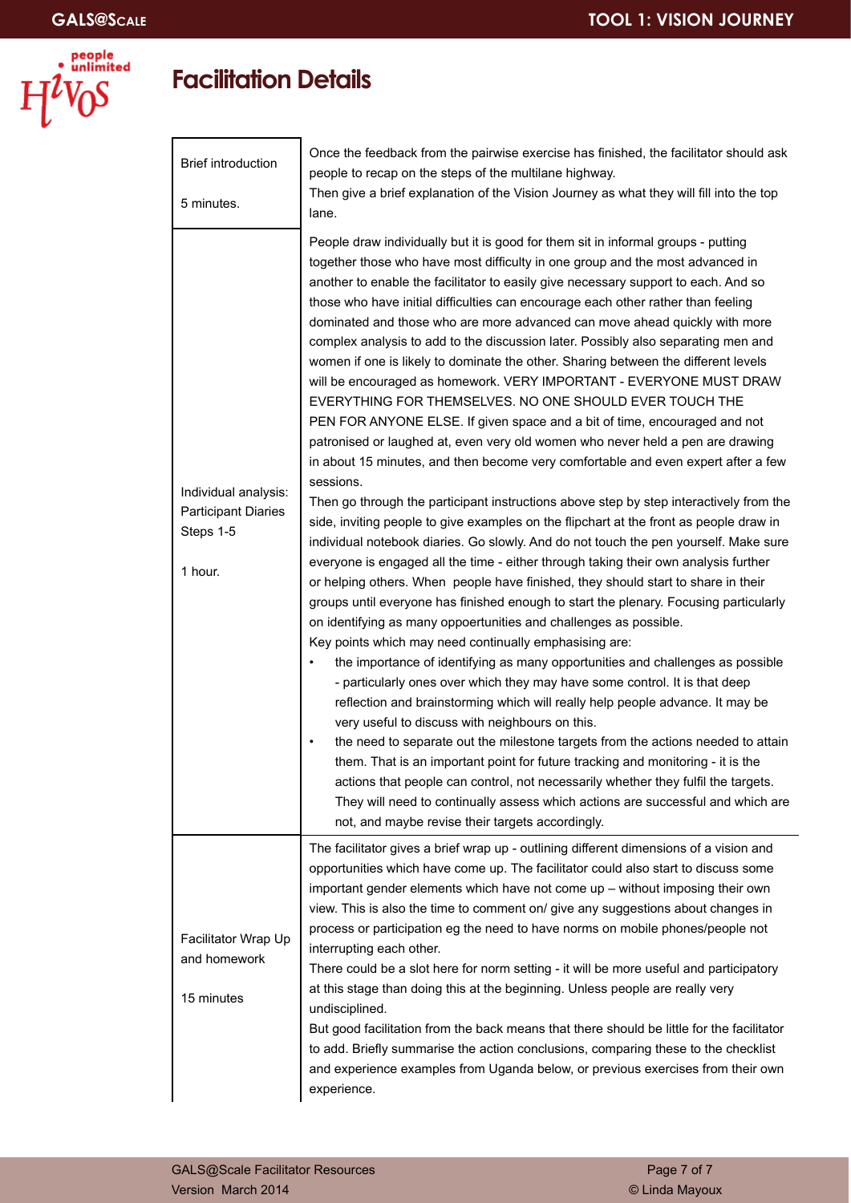# Facilitation Details

| | |
|---|---|
| Brief introduction<br><br>5 minutes. | Once the feedback from the pairwise exercise has finished, the facilitator should ask people to recap on the steps of the multilane highway.<br>Then give a brief explanation of the Vision Journey as what they will fill into the top lane. |
| Individual analysis: Participant Diaries Steps 1-5<br><br>1 hour. | People draw individually but it is good for them sit in informal groups - putting together those who have most difficulty in one group and the most advanced in another to enable the facilitator to easily give necessary support to each. And so those who have initial difficulties can encourage each other rather than feeling dominated and those who are more advanced can move ahead quickly with more complex analysis to add to the discussion later. Possibly also separating men and women if one is likely to dominate the other. Sharing between the different levels will be encouraged as homework. VERY IMPORTANT - EVERYONE MUST DRAW EVERYTHING FOR THEMSELVES. NO ONE SHOULD EVER TOUCH THE PEN FOR ANYONE ELSE. If given space and a bit of time, encouraged and not patronised or laughed at, even very old women who never held a pen are drawing in about 15 minutes, and then become very comfortable and even expert after a few sessions.<br>Then go through the participant instructions above step by step interactively from the side, inviting people to give examples on the flipchart at the front as people draw in individual notebook diaries. Go slowly. And do not touch the pen yourself. Make sure everyone is engaged all the time - either through taking their own analysis further or helping others. When people have finished, they should start to share in their groups until everyone has finished enough to start the plenary. Focusing particularly on identifying as many oppoertunities and challenges as possible.<br>Key points which may need continually emphasising are:<br>• the importance of identifying as many opportunities and challenges as possible - particularly ones over which they may have some control. It is that deep reflection and brainstorming which will really help people advance. It may be very useful to discuss with neighbours on this.<br>• the need to separate out the milestone targets from the actions needed to attain them. That is an important point for future tracking and monitoring - it is the actions that people can control, not necessarily whether they fulfil the targets. They will need to continually assess which actions are successful and which are not, and maybe revise their targets accordingly. |
| Facilitator Wrap Up and homework<br><br>15 minutes | The facilitator gives a brief wrap up - outlining different dimensions of a vision and opportunities which have come up. The facilitator could also start to discuss some important gender elements which have not come up – without imposing their own view. This is also the time to comment on/ give any suggestions about changes in process or participation eg the need to have norms on mobile phones/people not interrupting each other.<br>There could be a slot here for norm setting - it will be more useful and participatory at this stage than doing this at the beginning. Unless people are really very undisciplined.<br>But good facilitation from the back means that there should be little for the facilitator to add. Briefly summarise the action conclusions, comparing these to the checklist and experience examples from Uganda below, or previous exercises from their own experience. |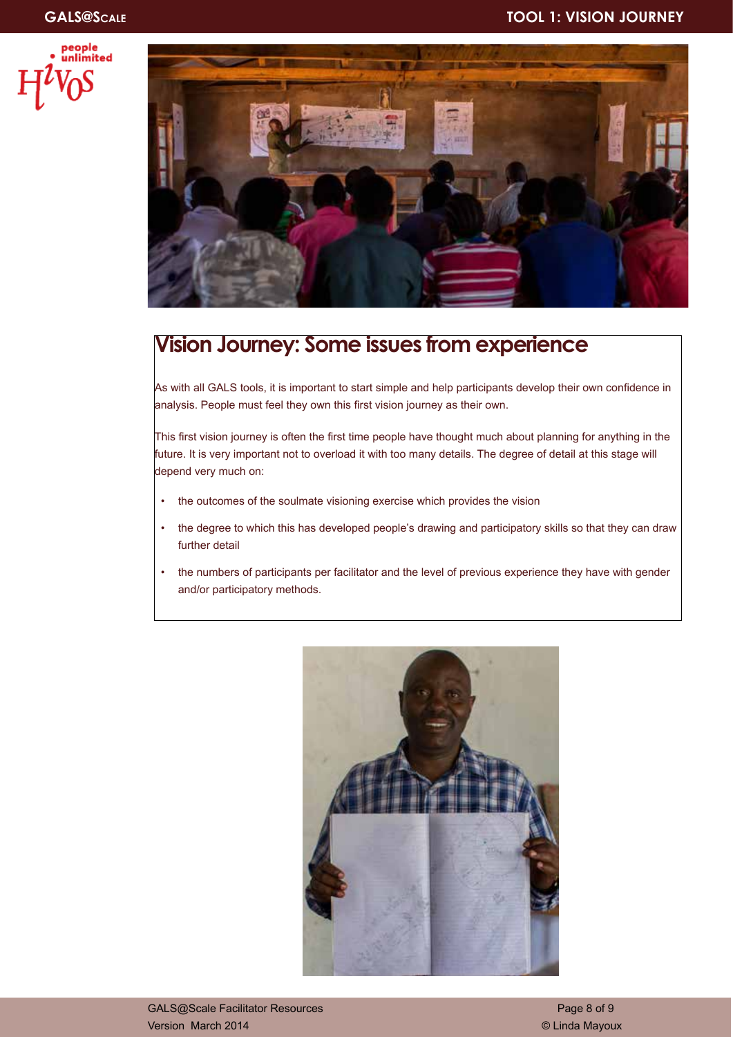## Vision Journey: Some issues from experience

As with all GALS tools, it is important to start simple and help participants develop their own confidence in analysis. People must feel they own this first vision journey as their own.

This first vision journey is often the first time people have thought much about planning for anything in the future. It is very important not to overload it with too many details. The degree of detail at this stage will depend very much on:

- the outcomes of the soulmate visioning exercise which provides the vision
- the degree to which this has developed people's drawing and participatory skills so that they can draw further detail
- the numbers of participants per facilitator and the level of previous experience they have with gender and/or participatory methods.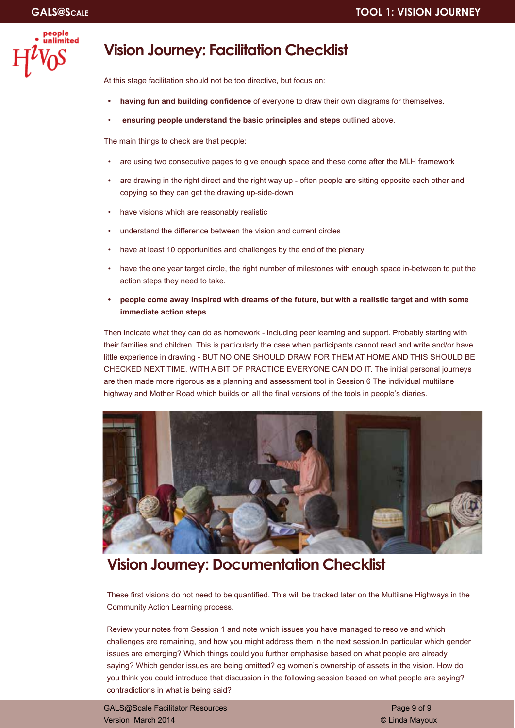# Vision Journey: Facilitation Checklist

At this stage facilitation should not be too directive, but focus on:

- **having fun and building confidence** of everyone to draw their own diagrams for themselves.
- **ensuring people understand the basic principles and steps** outlined above.

The main things to check are that people:

- are using two consecutive pages to give enough space and these come after the MLH framework
- are drawing in the right direct and the right way up - often people are sitting opposite each other and copying so they can get the drawing up-side-down
- have visions which are reasonably realistic
- understand the difference between the vision and current circles
- have at least 10 opportunities and challenges by the end of the plenary
- have the one year target circle, the right number of milestones with enough space in-between to put the action steps they need to take.
- **people come away inspired with dreams of the future, but with a realistic target and with some immediate action steps**

Then indicate what they can do as homework - including peer learning and support. Probably starting with their families and children. This is particularly the case when participants cannot read and write and/or have little experience in drawing - BUT NO ONE SHOULD DRAW FOR THEM AT HOME AND THIS SHOULD BE CHECKED NEXT TIME. WITH A BIT OF PRACTICE EVERYONE CAN DO IT. The initial personal journeys are then made more rigorous as a planning and assessment tool in Session 6 The individual multilane highway and Mother Road which builds on all the final versions of the tools in people's diaries.

# Vision Journey: Documentation Checklist

These first visions do not need to be quantified. This will be tracked later on the Multilane Highways in the Community Action Learning process.

Review your notes from Session 1 and note which issues you have managed to resolve and which challenges are remaining, and how you might address them in the next session.In particular which gender issues are emerging? Which things could you further emphasise based on what people are already saying? Which gender issues are being omitted? eg women's ownership of assets in the vision. How do you think you could introduce that discussion in the following session based on what people are saying? contradictions in what is being said?